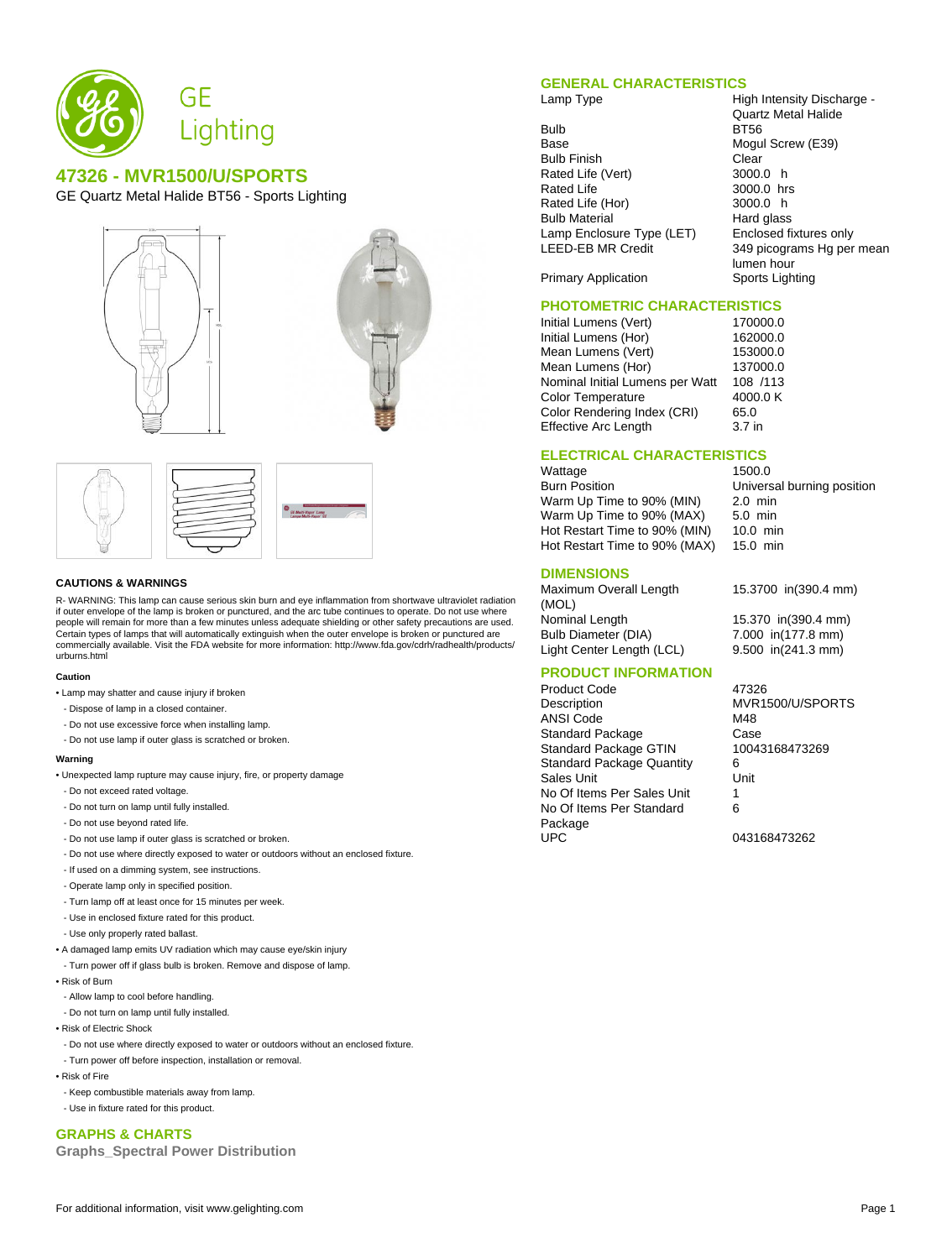# 47326 - MVR1500/U/SPORTS

GE Quartz Metal Halide BT56 - Sports Lighting

### CAUTIONS & WARNINGS

R- WARNING: This lamp can cause serious skin burn and eye inflammation from shortwave ultraviolet radiation if outer envelope of the lamp is broken or punctured, and the arc tube continues to operate. Do not use where people will remain for more than a few minutes unless adequate shielding or other safety precautions are used. Certain types of lamps that will automatically extinguish when the outer envelope is broken or punctured are commercially available. Visit the FDA website for more information: http://www.fda.gov/cdrh/radhealth/products/urburns.html

#### Caution

- Lamp may shatter and cause injury if broken
  - Dispose of lamp in a closed container.
  - Do not use excessive force when installing lamp.
  - Do not use lamp if outer glass is scratched or broken.

#### Warning

- Unexpected lamp rupture may cause injury, fire, or property damage
  - Do not exceed rated voltage.
  - Do not turn on lamp until fully installed.
  - Do not use beyond rated life.
  - Do not use lamp if outer glass is scratched or broken.
  - Do not use where directly exposed to water or outdoors without an enclosed fixture.
  - If used on a dimming system, see instructions.
  - Operate lamp only in specified position.
  - Turn lamp off at least once for 15 minutes per week.
  - Use in enclosed fixture rated for this product.
  - Use only properly rated ballast.
- A damaged lamp emits UV radiation which may cause eye/skin injury
  - Turn power off if glass bulb is broken. Remove and dispose of lamp.
- Risk of Burn
  - Allow lamp to cool before handling.
  - Do not turn on lamp until fully installed.
- Risk of Electric Shock
  - Do not use where directly exposed to water or outdoors without an enclosed fixture.
  - Turn power off before inspection, installation or removal.
- Risk of Fire
  - Keep combustible materials away from lamp.
  - Use in fixture rated for this product.

### GRAPHS & CHARTS

**Graphs_Spectral Power Distribution**

### GENERAL CHARACTERISTICS

| | |
|---|---|
| Lamp Type | High Intensity Discharge - Quartz Metal Halide |
| Bulb | BT56 |
| Base | Mogul Screw (E39) |
| Bulb Finish | Clear |
| Rated Life (Vert) | 3000.0 h |
| Rated Life | 3000.0 hrs |
| Rated Life (Hor) | 3000.0 h |
| Bulb Material | Hard glass |
| Lamp Enclosure Type (LET) | Enclosed fixtures only |
| LEED-EB MR Credit | 349 picograms Hg per mean lumen hour |
| Primary Application | Sports Lighting |

### PHOTOMETRIC CHARACTERISTICS

| | |
|---|---|
| Initial Lumens (Vert) | 170000.0 |
| Initial Lumens (Hor) | 162000.0 |
| Mean Lumens (Vert) | 153000.0 |
| Mean Lumens (Hor) | 137000.0 |
| Nominal Initial Lumens per Watt | 108 /113 |
| Color Temperature | 4000.0 K |
| Color Rendering Index (CRI) | 65.0 |
| Effective Arc Length | 3.7 in |

### ELECTRICAL CHARACTERISTICS

| | |
|---|---|
| Wattage | 1500.0 |
| Burn Position | Universal burning position |
| Warm Up Time to 90% (MIN) | 2.0 min |
| Warm Up Time to 90% (MAX) | 5.0 min |
| Hot Restart Time to 90% (MIN) | 10.0 min |
| Hot Restart Time to 90% (MAX) | 15.0 min |

### DIMENSIONS

| | |
|---|---|
| Maximum Overall Length (MOL) | 15.3700 in(390.4 mm) |
| Nominal Length | 15.370 in(390.4 mm) |
| Bulb Diameter (DIA) | 7.000 in(177.8 mm) |
| Light Center Length (LCL) | 9.500 in(241.3 mm) |

### PRODUCT INFORMATION

| | |
|---|---|
| Product Code | 47326 |
| Description | MVR1500/U/SPORTS |
| ANSI Code | M48 |
| Standard Package | Case |
| Standard Package GTIN | 10043168473269 |
| Standard Package Quantity | 6 |
| Sales Unit | Unit |
| No Of Items Per Sales Unit | 1 |
| No Of Items Per Standard Package | 6 |
| UPC | 043168473262 |

For additional information, visit www.gelighting.com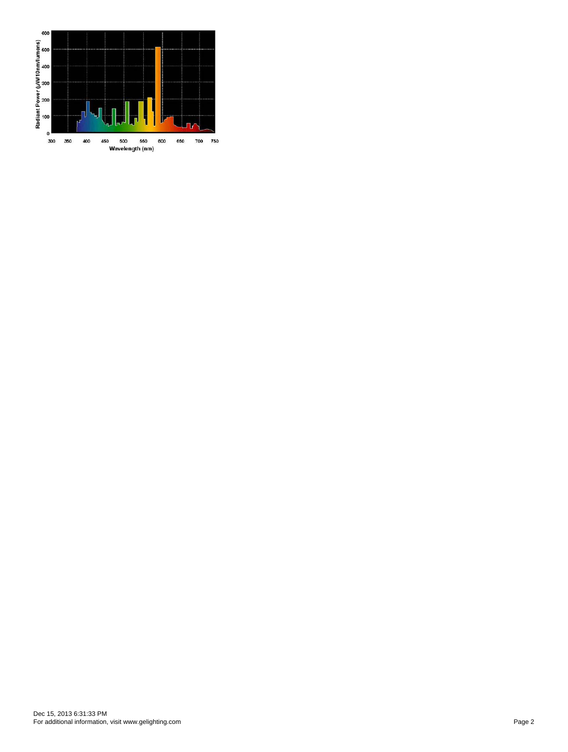Radiant Power (µW/10nm/lumens)

600
500
400
300
200
100
0

300 350 400 450 500 550 600 650 700 750

Wavelength (nm)

Dec 15, 2013 6:31:33 PM
For additional information, visit www.gelighting.com